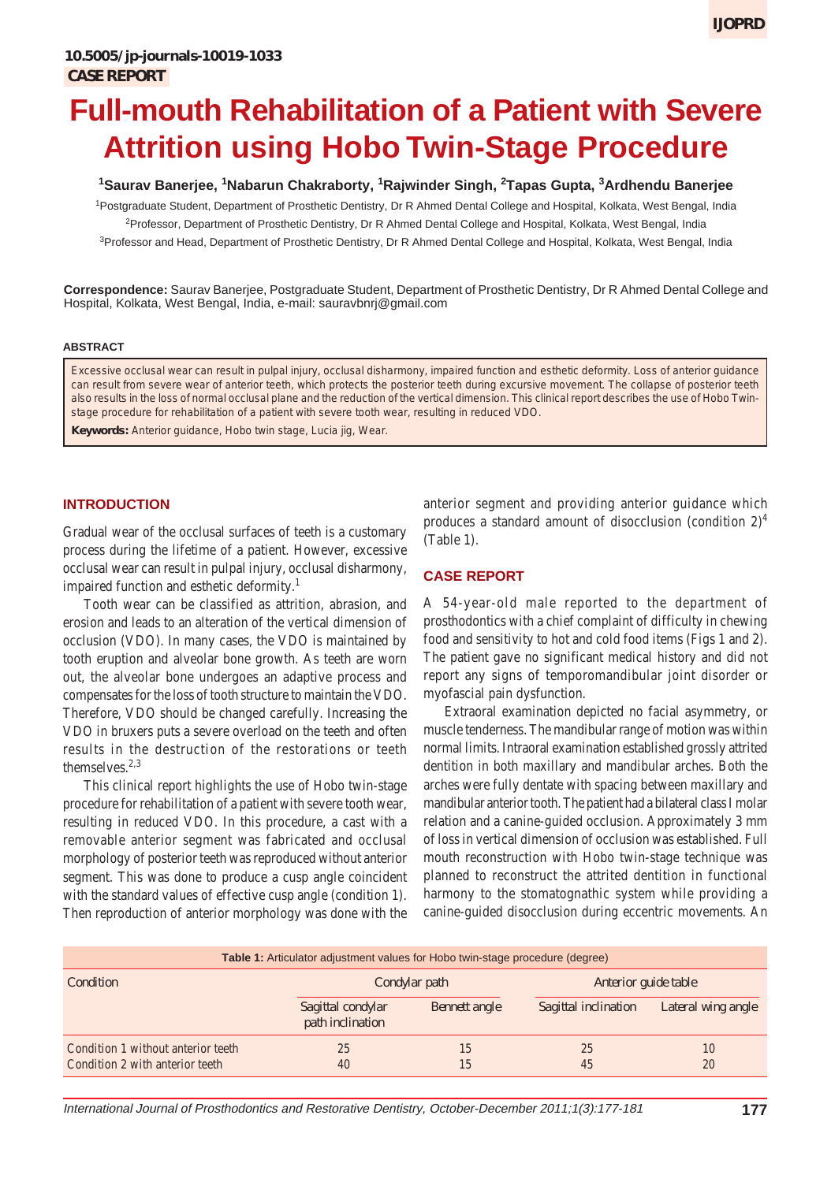10.5005/jp-journals-10019-1033

**CASE REPORT**

# Full-mouth Rehabilitation of a Patient with Severe Attrition using Hobo Twin-Stage Procedure

[1]Saurav Banerjee, [1]Nabarun Chakraborty, [1]Rajwinder Singh, [2]Tapas Gupta, [3]Ardhendu Banerjee

[1]Postgraduate Student, Department of Prosthetic Dentistry, Dr R Ahmed Dental College and Hospital, Kolkata, West Bengal, India

[2]Professor, Department of Prosthetic Dentistry, Dr R Ahmed Dental College and Hospital, Kolkata, West Bengal, India

[3]Professor and Head, Department of Prosthetic Dentistry, Dr R Ahmed Dental College and Hospital, Kolkata, West Bengal, India

**Correspondence:** Saurav Banerjee, Postgraduate Student, Department of Prosthetic Dentistry, Dr R Ahmed Dental College and Hospital, Kolkata, West Bengal, India, e-mail: sauravbnrj@gmail.com

## ABSTRACT

Excessive occlusal wear can result in pulpal injury, occlusal disharmony, impaired function and esthetic deformity. Loss of anterior guidance can result from severe wear of anterior teeth, which protects the posterior teeth during excursive movement. The collapse of posterior teeth also results in the loss of normal occlusal plane and the reduction of the vertical dimension. This clinical report describes the use of Hobo Twin-stage procedure for rehabilitation of a patient with severe tooth wear, resulting in reduced VDO.

**Keywords:** Anterior guidance, Hobo twin stage, Lucia jig, Wear.

## INTRODUCTION

Gradual wear of the occlusal surfaces of teeth is a customary process during the lifetime of a patient. However, excessive occlusal wear can result in pulpal injury, occlusal disharmony, impaired function and esthetic deformity.[1]

Tooth wear can be classified as attrition, abrasion, and erosion and leads to an alteration of the vertical dimension of occlusion (VDO). In many cases, the VDO is maintained by tooth eruption and alveolar bone growth. As teeth are worn out, the alveolar bone undergoes an adaptive process and compensates for the loss of tooth structure to maintain the VDO. Therefore, VDO should be changed carefully. Increasing the VDO in bruxers puts a severe overload on the teeth and often results in the destruction of the restorations or teeth themselves.[2,3]

This clinical report highlights the use of Hobo twin-stage procedure for rehabilitation of a patient with severe tooth wear, resulting in reduced VDO. In this procedure, a cast with a removable anterior segment was fabricated and occlusal morphology of posterior teeth was reproduced without anterior segment. This was done to produce a cusp angle coincident with the standard values of effective cusp angle (condition 1). Then reproduction of anterior morphology was done with the anterior segment and providing anterior guidance which produces a standard amount of disocclusion (condition 2)[4] (Table 1).

## CASE REPORT

A 54-year-old male reported to the department of prosthodontics with a chief complaint of difficulty in chewing food and sensitivity to hot and cold food items (Figs 1 and 2). The patient gave no significant medical history and did not report any signs of temporomandibular joint disorder or myofascial pain dysfunction.

Extraoral examination depicted no facial asymmetry, or muscle tenderness. The mandibular range of motion was within normal limits. Intraoral examination established grossly attrited dentition in both maxillary and mandibular arches. Both the arches were fully dentate with spacing between maxillary and mandibular anterior tooth. The patient had a bilateral class I molar relation and a canine-guided occlusion. Approximately 3 mm of loss in vertical dimension of occlusion was established. Full mouth reconstruction with Hobo twin-stage technique was planned to reconstruct the attrited dentition in functional harmony to the stomatognathic system while providing a canine-guided disocclusion during eccentric movements. An

**Table 1:** Articulator adjustment values for Hobo twin-stage procedure (degree)

| Condition | Condylar path | | Anterior guide table | |
|---|---|---|---|---|
| | Sagittal condylar path inclination | Bennett angle | Sagittal inclination | Lateral wing angle |
| Condition 1 without anterior teeth | 25 | 15 | 25 | 10 |
| Condition 2 with anterior teeth | 40 | 15 | 45 | 20 |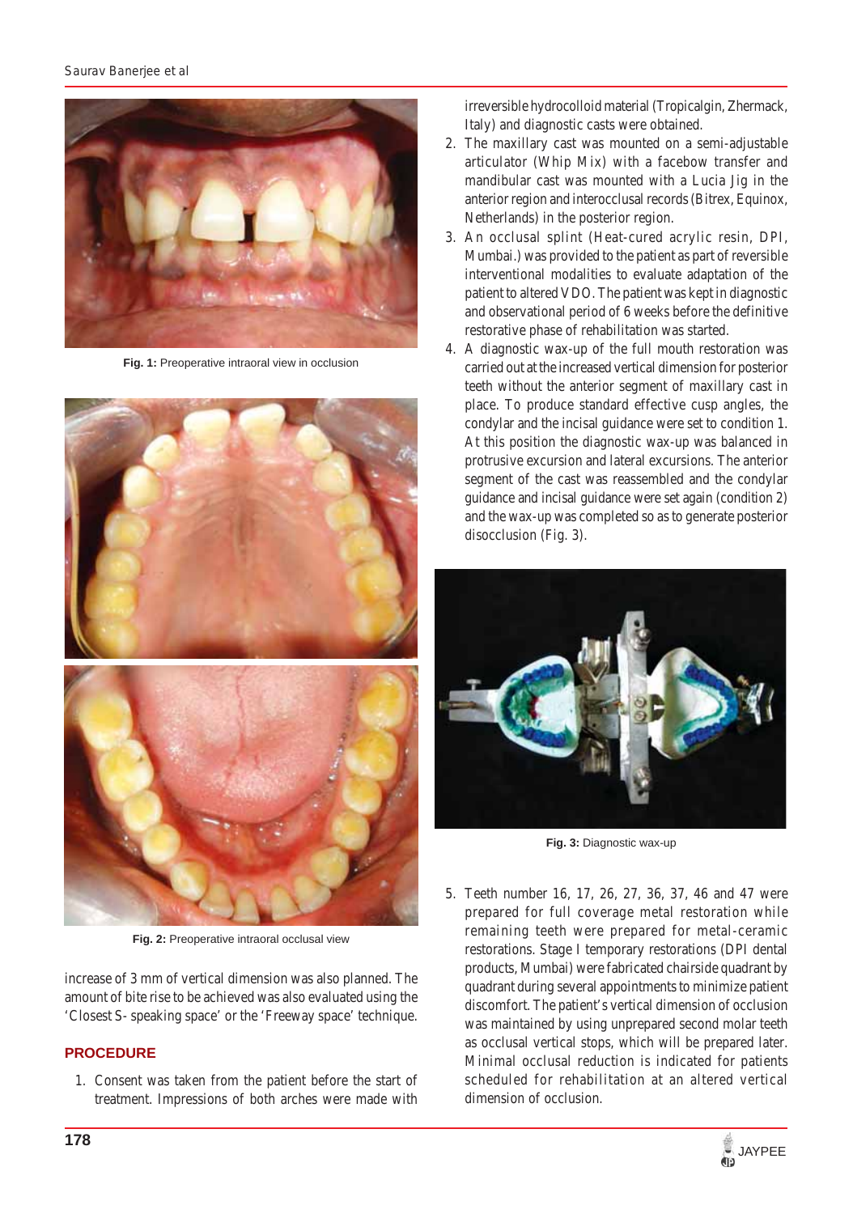Fig. 1: Preoperative intraoral view in occlusion

Fig. 2: Preoperative intraoral occlusal view

increase of 3 mm of vertical dimension was also planned. The amount of bite rise to be achieved was also evaluated using the 'Closest S- speaking space' or the 'Freeway space' technique.

## PROCEDURE

1. Consent was taken from the patient before the start of treatment. Impressions of both arches were made with irreversible hydrocolloid material (Tropicalgin, Zhermack, Italy) and diagnostic casts were obtained.
2. The maxillary cast was mounted on a semi-adjustable articulator (Whip Mix) with a facebow transfer and mandibular cast was mounted with a Lucia Jig in the anterior region and interocclusal records (Bitrex, Equinox, Netherlands) in the posterior region.
3. An occlusal splint (Heat-cured acrylic resin, DPI, Mumbai.) was provided to the patient as part of reversible interventional modalities to evaluate adaptation of the patient to altered VDO. The patient was kept in diagnostic and observational period of 6 weeks before the definitive restorative phase of rehabilitation was started.
4. A diagnostic wax-up of the full mouth restoration was carried out at the increased vertical dimension for posterior teeth without the anterior segment of maxillary cast in place. To produce standard effective cusp angles, the condylar and the incisal guidance were set to condition 1. At this position the diagnostic wax-up was balanced in protrusive excursion and lateral excursions. The anterior segment of the cast was reassembled and the condylar guidance and incisal guidance were set again (condition 2) and the wax-up was completed so as to generate posterior disocclusion (Fig. 3).

Fig. 3: Diagnostic wax-up

5. Teeth number 16, 17, 26, 27, 36, 37, 46 and 47 were prepared for full coverage metal restoration while remaining teeth were prepared for metal-ceramic restorations. Stage I temporary restorations (DPI dental products, Mumbai) were fabricated chairside quadrant by quadrant during several appointments to minimize patient discomfort. The patient's vertical dimension of occlusion was maintained by using unprepared second molar teeth as occlusal vertical stops, which will be prepared later. Minimal occlusal reduction is indicated for patients scheduled for rehabilitation at an altered vertical dimension of occlusion.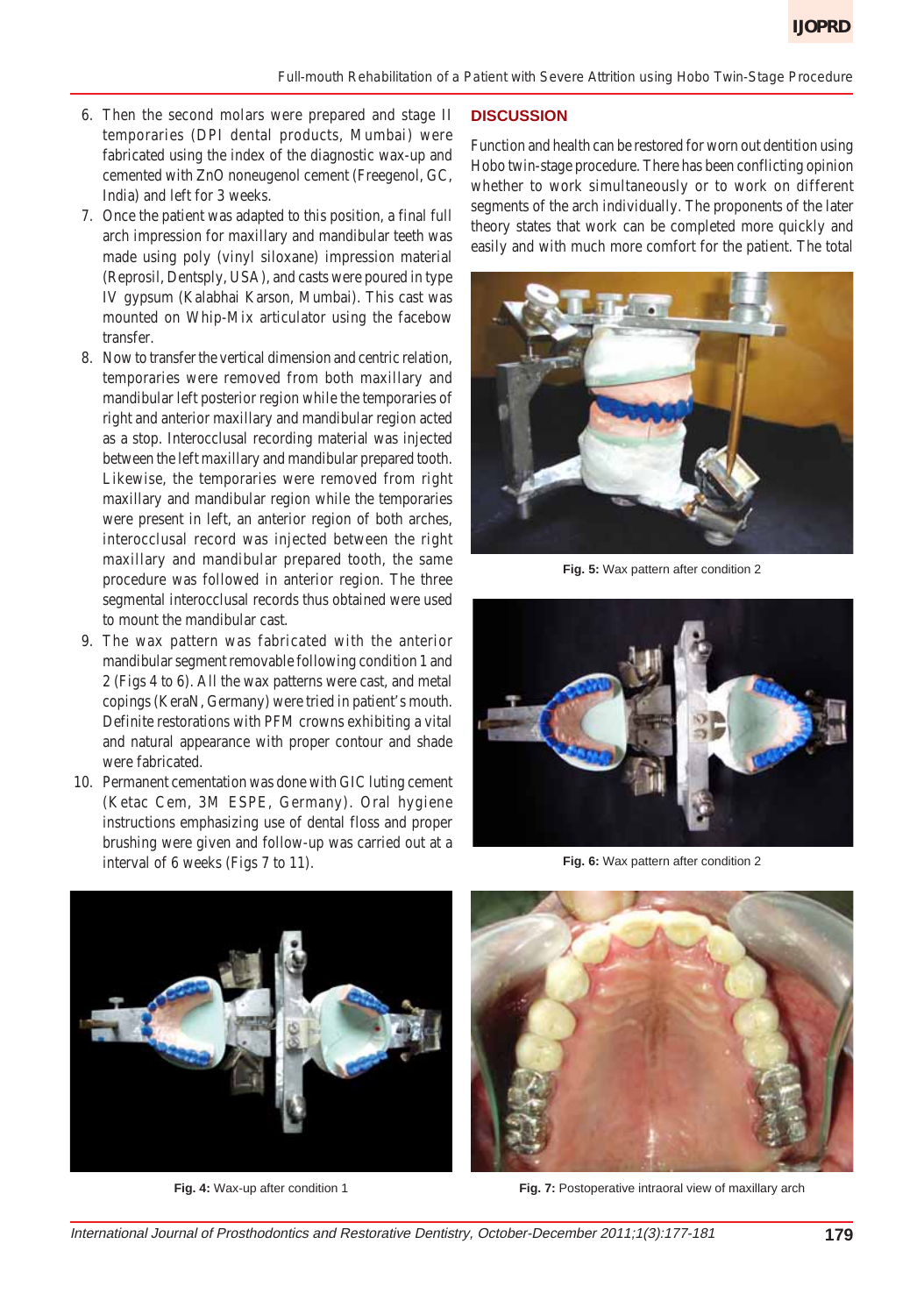6. Then the second molars were prepared and stage II temporaries (DPI dental products, Mumbai) were fabricated using the index of the diagnostic wax-up and cemented with ZnO noneugenol cement (Freegenol, GC, India) and left for 3 weeks.
7. Once the patient was adapted to this position, a final full arch impression for maxillary and mandibular teeth was made using poly (vinyl siloxane) impression material (Reprosil, Dentsply, USA), and casts were poured in type IV gypsum (Kalabhai Karson, Mumbai). This cast was mounted on Whip-Mix articulator using the facebow transfer.
8. Now to transfer the vertical dimension and centric relation, temporaries were removed from both maxillary and mandibular left posterior region while the temporaries of right and anterior maxillary and mandibular region acted as a stop. Interocclusal recording material was injected between the left maxillary and mandibular prepared tooth. Likewise, the temporaries were removed from right maxillary and mandibular region while the temporaries were present in left, an anterior region of both arches, interocclusal record was injected between the right maxillary and mandibular prepared tooth, the same procedure was followed in anterior region. The three segmental interocclusal records thus obtained were used to mount the mandibular cast.
9. The wax pattern was fabricated with the anterior mandibular segment removable following condition 1 and 2 (Figs 4 to 6). All the wax patterns were cast, and metal copings (KeraN, Germany) were tried in patient's mouth. Definite restorations with PFM crowns exhibiting a vital and natural appearance with proper contour and shade were fabricated.
10. Permanent cementation was done with GIC luting cement (Ketac Cem, 3M ESPE, Germany). Oral hygiene instructions emphasizing use of dental floss and proper brushing were given and follow-up was carried out at a interval of 6 weeks (Figs 7 to 11).

**Fig. 4:** Wax-up after condition 1

## DISCUSSION

Function and health can be restored for worn out dentition using Hobo twin-stage procedure. There has been conflicting opinion whether to work simultaneously or to work on different segments of the arch individually. The proponents of the later theory states that work can be completed more quickly and easily and with much more comfort for the patient. The total

**Fig. 5:** Wax pattern after condition 2

**Fig. 6:** Wax pattern after condition 2

**Fig. 7:** Postoperative intraoral view of maxillary arch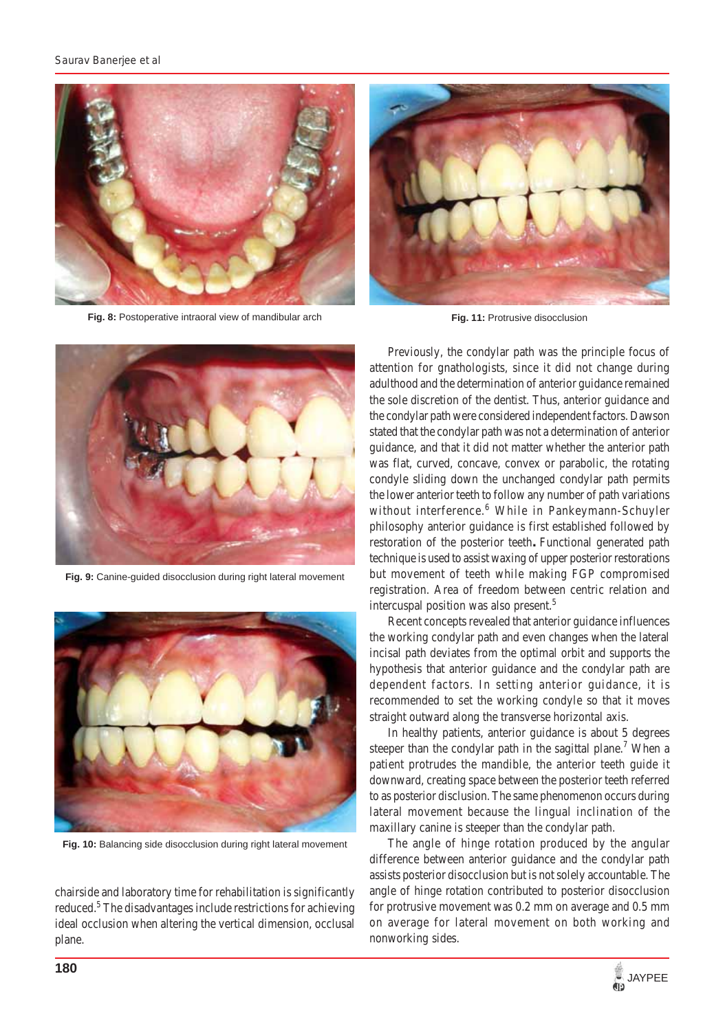Fig. 8: Postoperative intraoral view of mandibular arch

Fig. 11: Protrusive disocclusion

Fig. 9: Canine-guided disocclusion during right lateral movement

Fig. 10: Balancing side disocclusion during right lateral movement

chairside and laboratory time for rehabilitation is significantly reduced.[5] The disadvantages include restrictions for achieving ideal occlusion when altering the vertical dimension, occlusal plane.

Previously, the condylar path was the principle focus of attention for gnathologists, since it did not change during adulthood and the determination of anterior guidance remained the sole discretion of the dentist. Thus, anterior guidance and the condylar path were considered independent factors. Dawson stated that the condylar path was not a determination of anterior guidance, and that it did not matter whether the anterior path was flat, curved, concave, convex or parabolic, the rotating condyle sliding down the unchanged condylar path permits the lower anterior teeth to follow any number of path variations without interference.[6] While in Pankeymann-Schuyler philosophy anterior guidance is first established followed by restoration of the posterior teeth**.** Functional generated path technique is used to assist waxing of upper posterior restorations but movement of teeth while making FGP compromised registration. Area of freedom between centric relation and intercuspal position was also present.[5]

Recent concepts revealed that anterior guidance influences the working condylar path and even changes when the lateral incisal path deviates from the optimal orbit and supports the hypothesis that anterior guidance and the condylar path are dependent factors. In setting anterior guidance, it is recommended to set the working condyle so that it moves straight outward along the transverse horizontal axis.

In healthy patients, anterior guidance is about 5 degrees steeper than the condylar path in the sagittal plane.[7] When a patient protrudes the mandible, the anterior teeth guide it downward, creating space between the posterior teeth referred to as posterior disclusion. The same phenomenon occurs during lateral movement because the lingual inclination of the maxillary canine is steeper than the condylar path.

The angle of hinge rotation produced by the angular difference between anterior guidance and the condylar path assists posterior disocclusion but is not solely accountable. The angle of hinge rotation contributed to posterior disocclusion for protrusive movement was 0.2 mm on average and 0.5 mm on average for lateral movement on both working and nonworking sides.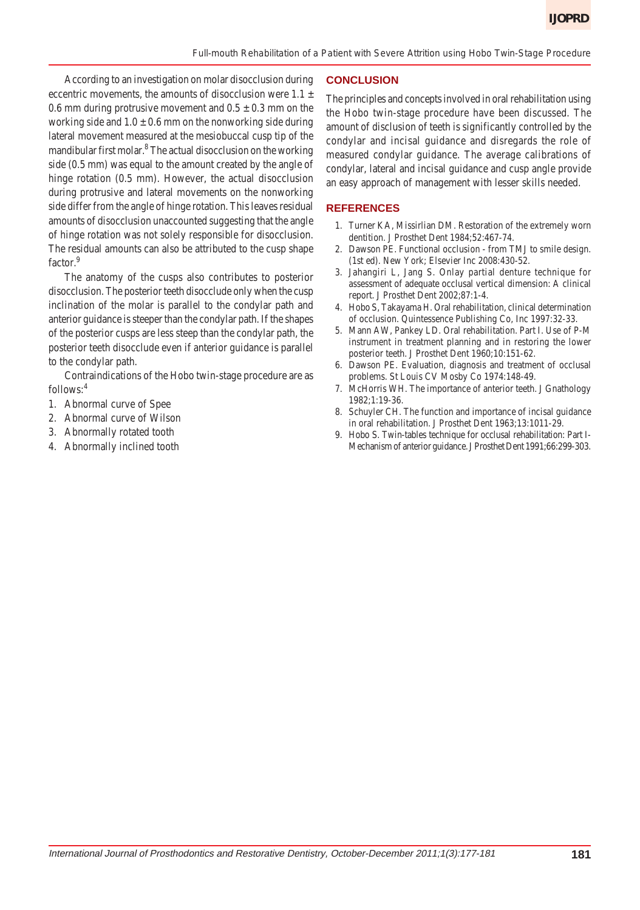According to an investigation on molar disocclusion during eccentric movements, the amounts of disocclusion were 1.1 ± 0.6 mm during protrusive movement and 0.5 ± 0.3 mm on the working side and 1.0 ± 0.6 mm on the nonworking side during lateral movement measured at the mesiobuccal cusp tip of the mandibular first molar.[8] The actual disocclusion on the working side (0.5 mm) was equal to the amount created by the angle of hinge rotation (0.5 mm). However, the actual disocclusion during protrusive and lateral movements on the nonworking side differ from the angle of hinge rotation. This leaves residual amounts of disocclusion unaccounted suggesting that the angle of hinge rotation was not solely responsible for disocclusion. The residual amounts can also be attributed to the cusp shape factor.[9]

The anatomy of the cusps also contributes to posterior disocclusion. The posterior teeth disocclude only when the cusp inclination of the molar is parallel to the condylar path and anterior guidance is steeper than the condylar path. If the shapes of the posterior cusps are less steep than the condylar path, the posterior teeth disocclude even if anterior guidance is parallel to the condylar path.

Contraindications of the Hobo twin-stage procedure are as follows:[4]

1. Abnormal curve of Spee
2. Abnormal curve of Wilson
3. Abnormally rotated tooth
4. Abnormally inclined tooth

## CONCLUSION

The principles and concepts involved in oral rehabilitation using the Hobo twin-stage procedure have been discussed. The amount of disclusion of teeth is significantly controlled by the condylar and incisal guidance and disregards the role of measured condylar guidance. The average calibrations of condylar, lateral and incisal guidance and cusp angle provide an easy approach of management with lesser skills needed.

## REFERENCES

1. Turner KA, Missirlian DM. Restoration of the extremely worn dentition. J Prosthet Dent 1984;52:467-74.
2. Dawson PE. Functional occlusion - from TMJ to smile design. (1st ed). New York; Elsevier Inc 2008:430-52.
3. Jahangiri L, Jang S. Onlay partial denture technique for assessment of adequate occlusal vertical dimension: A clinical report. J Prosthet Dent 2002;87:1-4.
4. Hobo S, Takayama H. Oral rehabilitation, clinical determination of occlusion. Quintessence Publishing Co, Inc 1997:32-33.
5. Mann AW, Pankey LD. Oral rehabilitation. Part I. Use of P-M instrument in treatment planning and in restoring the lower posterior teeth. J Prosthet Dent 1960;10:151-62.
6. Dawson PE. Evaluation, diagnosis and treatment of occlusal problems. St Louis CV Mosby Co 1974:148-49.
7. McHorris WH. The importance of anterior teeth. J Gnathology 1982;1:19-36.
8. Schuyler CH. The function and importance of incisal guidance in oral rehabilitation. J Prosthet Dent 1963;13:1011-29.
9. Hobo S. Twin-tables technique for occlusal rehabilitation: Part I-Mechanism of anterior guidance. J Prosthet Dent 1991;66:299-303.